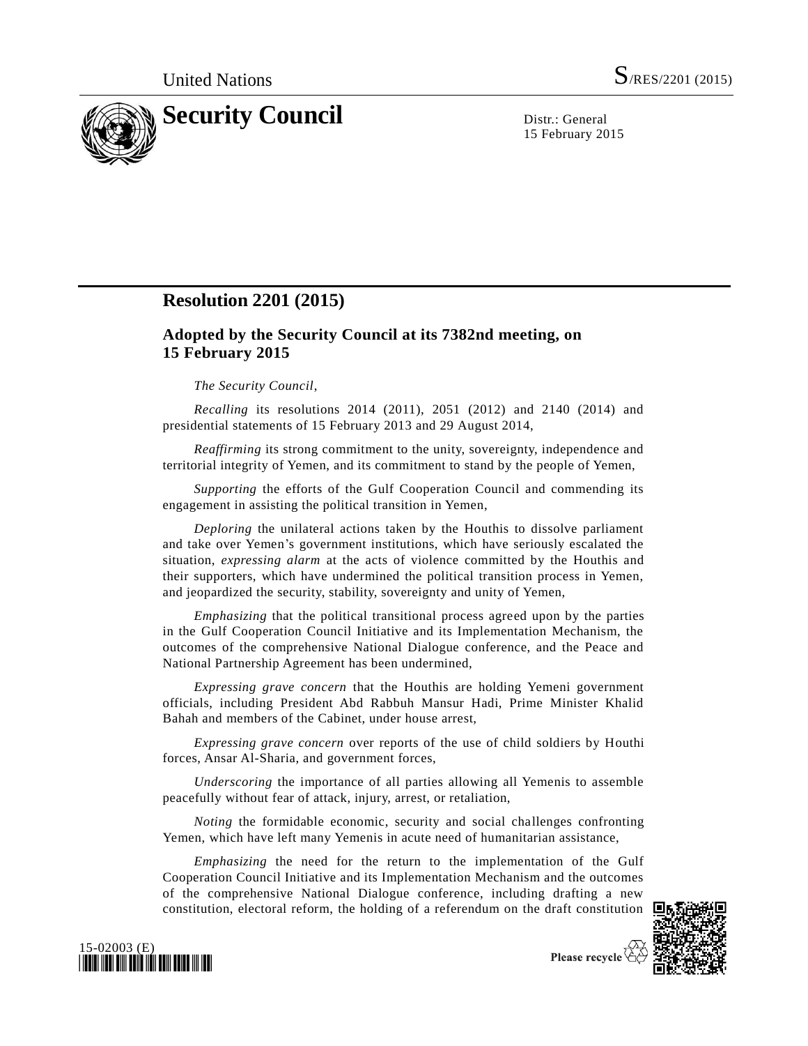United Nations S/RES/2201 (2015)

# Security Council

Distr.: General
15 February 2015

## Resolution 2201 (2015)

### Adopted by the Security Council at its 7382nd meeting, on 15 February 2015

*The Security Council*,

*Recalling* its resolutions 2014 (2011), 2051 (2012) and 2140 (2014) and presidential statements of 15 February 2013 and 29 August 2014,

*Reaffirming* its strong commitment to the unity, sovereignty, independence and territorial integrity of Yemen, and its commitment to stand by the people of Yemen,

*Supporting* the efforts of the Gulf Cooperation Council and commending its engagement in assisting the political transition in Yemen,

*Deploring* the unilateral actions taken by the Houthis to dissolve parliament and take over Yemen's government institutions, which have seriously escalated the situation, *expressing alarm* at the acts of violence committed by the Houthis and their supporters, which have undermined the political transition process in Yemen, and jeopardized the security, stability, sovereignty and unity of Yemen,

*Emphasizing* that the political transitional process agreed upon by the parties in the Gulf Cooperation Council Initiative and its Implementation Mechanism, the outcomes of the comprehensive National Dialogue conference, and the Peace and National Partnership Agreement has been undermined,

*Expressing grave concern* that the Houthis are holding Yemeni government officials, including President Abd Rabbuh Mansur Hadi, Prime Minister Khalid Bahah and members of the Cabinet, under house arrest,

*Expressing grave concern* over reports of the use of child soldiers by Houthi forces, Ansar Al-Sharia, and government forces,

*Underscoring* the importance of all parties allowing all Yemenis to assemble peacefully without fear of attack, injury, arrest, or retaliation,

*Noting* the formidable economic, security and social challenges confronting Yemen, which have left many Yemenis in acute need of humanitarian assistance,

*Emphasizing* the need for the return to the implementation of the Gulf Cooperation Council Initiative and its Implementation Mechanism and the outcomes of the comprehensive National Dialogue conference, including drafting a new constitution, electoral reform, the holding of a referendum on the draft constitution

15-02003 (E)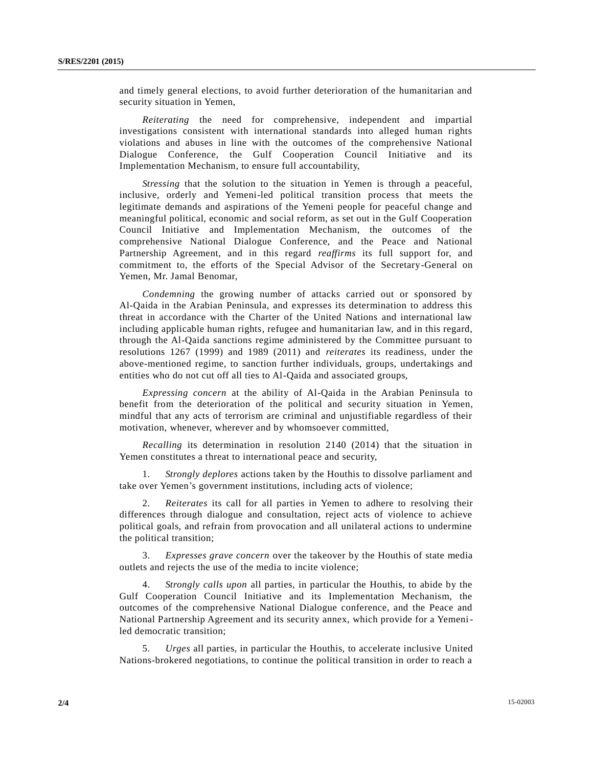and timely general elections, to avoid further deterioration of the humanitarian and security situation in Yemen,

*Reiterating* the need for comprehensive, independent and impartial investigations consistent with international standards into alleged human rights violations and abuses in line with the outcomes of the comprehensive National Dialogue Conference, the Gulf Cooperation Council Initiative and its Implementation Mechanism, to ensure full accountability,

*Stressing* that the solution to the situation in Yemen is through a peaceful, inclusive, orderly and Yemeni-led political transition process that meets the legitimate demands and aspirations of the Yemeni people for peaceful change and meaningful political, economic and social reform, as set out in the Gulf Cooperation Council Initiative and Implementation Mechanism, the outcomes of the comprehensive National Dialogue Conference, and the Peace and National Partnership Agreement, and in this regard *reaffirms* its full support for, and commitment to, the efforts of the Special Advisor of the Secretary-General on Yemen, Mr. Jamal Benomar,

*Condemning* the growing number of attacks carried out or sponsored by Al-Qaida in the Arabian Peninsula, and expresses its determination to address this threat in accordance with the Charter of the United Nations and international law including applicable human rights, refugee and humanitarian law, and in this regard, through the Al-Qaida sanctions regime administered by the Committee pursuant to resolutions 1267 (1999) and 1989 (2011) and *reiterates* its readiness, under the above-mentioned regime, to sanction further individuals, groups, undertakings and entities who do not cut off all ties to Al-Qaida and associated groups,

*Expressing concern* at the ability of Al-Qaida in the Arabian Peninsula to benefit from the deterioration of the political and security situation in Yemen, mindful that any acts of terrorism are criminal and unjustifiable regardless of their motivation, whenever, wherever and by whomsoever committed,

*Recalling* its determination in resolution 2140 (2014) that the situation in Yemen constitutes a threat to international peace and security,

1. *Strongly deplores* actions taken by the Houthis to dissolve parliament and take over Yemen's government institutions, including acts of violence;

2. *Reiterates* its call for all parties in Yemen to adhere to resolving their differences through dialogue and consultation, reject acts of violence to achieve political goals, and refrain from provocation and all unilateral actions to undermine the political transition;

3. *Expresses grave concern* over the takeover by the Houthis of state media outlets and rejects the use of the media to incite violence;

4. *Strongly calls upon* all parties, in particular the Houthis, to abide by the Gulf Cooperation Council Initiative and its Implementation Mechanism, the outcomes of the comprehensive National Dialogue conference, and the Peace and National Partnership Agreement and its security annex, which provide for a Yemeni-led democratic transition;

5. *Urges* all parties, in particular the Houthis, to accelerate inclusive United Nations-brokered negotiations, to continue the political transition in order to reach a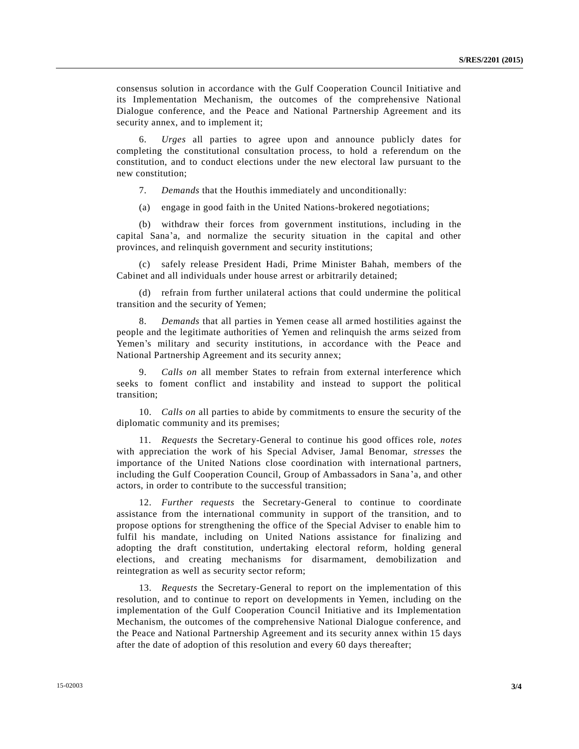consensus solution in accordance with the Gulf Cooperation Council Initiative and its Implementation Mechanism, the outcomes of the comprehensive National Dialogue conference, and the Peace and National Partnership Agreement and its security annex, and to implement it;

6. *Urges* all parties to agree upon and announce publicly dates for completing the constitutional consultation process, to hold a referendum on the constitution, and to conduct elections under the new electoral law pursuant to the new constitution;

7. *Demands* that the Houthis immediately and unconditionally:

(a) engage in good faith in the United Nations-brokered negotiations;

(b) withdraw their forces from government institutions, including in the capital Sana'a, and normalize the security situation in the capital and other provinces, and relinquish government and security institutions;

(c) safely release President Hadi, Prime Minister Bahah, members of the Cabinet and all individuals under house arrest or arbitrarily detained;

(d) refrain from further unilateral actions that could undermine the political transition and the security of Yemen;

8. *Demands* that all parties in Yemen cease all armed hostilities against the people and the legitimate authorities of Yemen and relinquish the arms seized from Yemen's military and security institutions, in accordance with the Peace and National Partnership Agreement and its security annex;

9. *Calls on* all member States to refrain from external interference which seeks to foment conflict and instability and instead to support the political transition;

10. *Calls on* all parties to abide by commitments to ensure the security of the diplomatic community and its premises;

11. *Requests* the Secretary-General to continue his good offices role, *notes* with appreciation the work of his Special Adviser, Jamal Benomar, *stresses* the importance of the United Nations close coordination with international partners, including the Gulf Cooperation Council, Group of Ambassadors in Sana'a, and other actors, in order to contribute to the successful transition;

12. *Further requests* the Secretary-General to continue to coordinate assistance from the international community in support of the transition, and to propose options for strengthening the office of the Special Adviser to enable him to fulfil his mandate, including on United Nations assistance for finalizing and adopting the draft constitution, undertaking electoral reform, holding general elections, and creating mechanisms for disarmament, demobilization and reintegration as well as security sector reform;

13. *Requests* the Secretary-General to report on the implementation of this resolution, and to continue to report on developments in Yemen, including on the implementation of the Gulf Cooperation Council Initiative and its Implementation Mechanism, the outcomes of the comprehensive National Dialogue conference, and the Peace and National Partnership Agreement and its security annex within 15 days after the date of adoption of this resolution and every 60 days thereafter;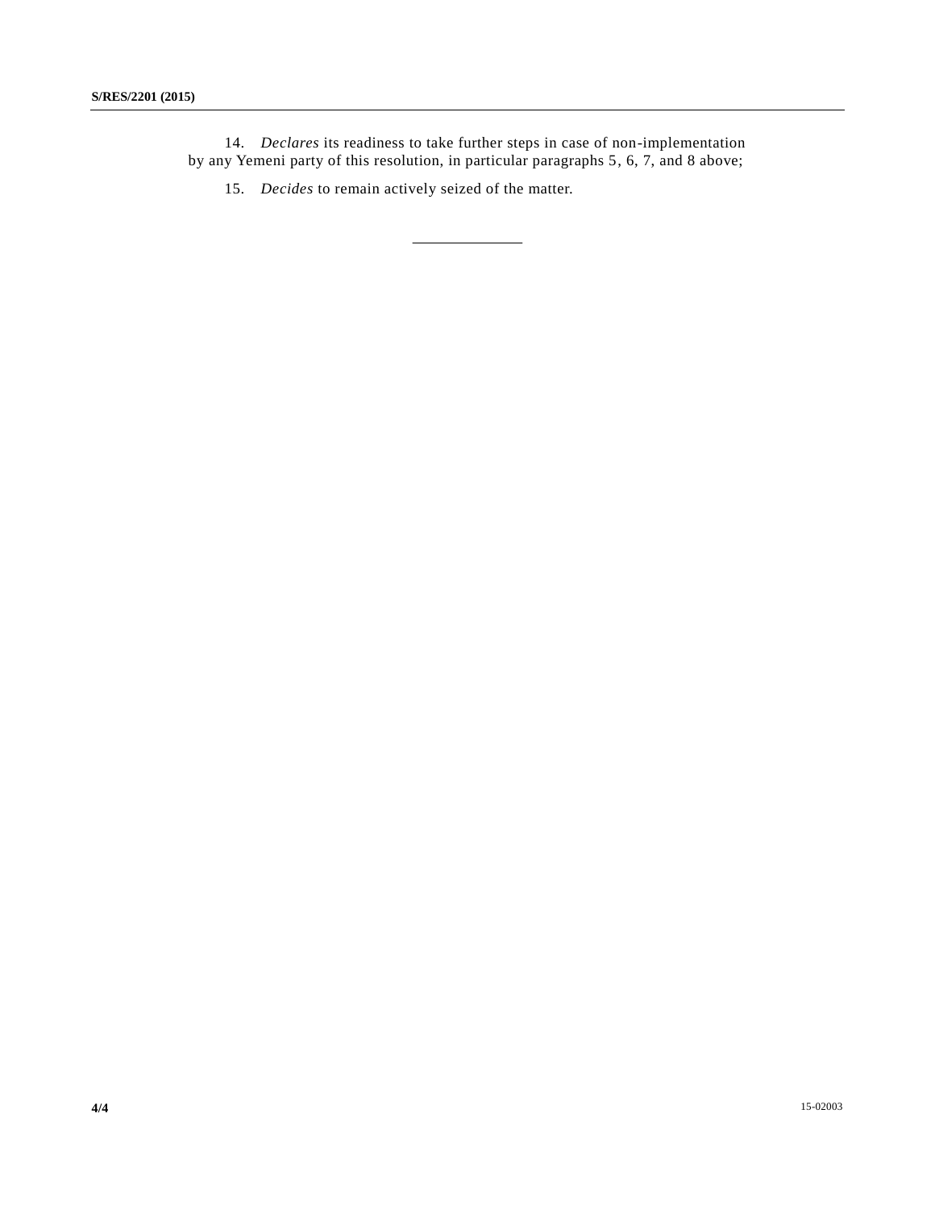14. *Declares* its readiness to take further steps in case of non-implementation by any Yemeni party of this resolution, in particular paragraphs 5, 6, 7, and 8 above;

15. *Decides* to remain actively seized of the matter.

---